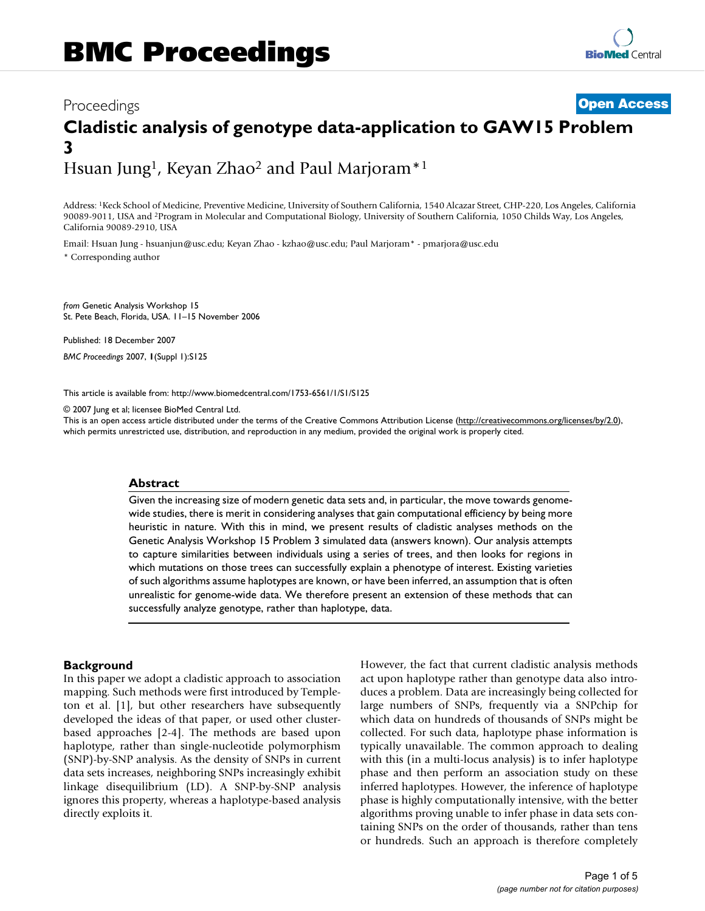Proceedings

**Open Access**

# Cladistic analysis of genotype data-application to GAW15 Problem 3

Hsuan Jung[1], Keyan Zhao[2] and Paul Marjoram*[1]

Address: [1]Keck School of Medicine, Preventive Medicine, University of Southern California, 1540 Alcazar Street, CHP-220, Los Angeles, California 90089-9011, USA and [2]Program in Molecular and Computational Biology, University of Southern California, 1050 Childs Way, Los Angeles, California 90089-2910, USA

Email: Hsuan Jung - hsuanjun@usc.edu; Keyan Zhao - kzhao@usc.edu; Paul Marjoram* - pmarjora@usc.edu

\* Corresponding author

*from* Genetic Analysis Workshop 15
St. Pete Beach, Florida, USA. 11–15 November 2006

Published: 18 December 2007

*BMC Proceedings* 2007, **1**(Suppl 1):S125

This article is available from: http://www.biomedcentral.com/1753-6561/1/S1/S125

© 2007 Jung et al; licensee BioMed Central Ltd.
This is an open access article distributed under the terms of the Creative Commons Attribution License (http://creativecommons.org/licenses/by/2.0), which permits unrestricted use, distribution, and reproduction in any medium, provided the original work is properly cited.

## Abstract

Given the increasing size of modern genetic data sets and, in particular, the move towards genome-wide studies, there is merit in considering analyses that gain computational efficiency by being more heuristic in nature. With this in mind, we present results of cladistic analyses methods on the Genetic Analysis Workshop 15 Problem 3 simulated data (answers known). Our analysis attempts to capture similarities between individuals using a series of trees, and then looks for regions in which mutations on those trees can successfully explain a phenotype of interest. Existing varieties of such algorithms assume haplotypes are known, or have been inferred, an assumption that is often unrealistic for genome-wide data. We therefore present an extension of these methods that can successfully analyze genotype, rather than haplotype, data.

## Background

In this paper we adopt a cladistic approach to association mapping. Such methods were first introduced by Templeton et al. [1], but other researchers have subsequently developed the ideas of that paper, or used other cluster-based approaches [2-4]. The methods are based upon haplotype, rather than single-nucleotide polymorphism (SNP)-by-SNP analysis. As the density of SNPs in current data sets increases, neighboring SNPs increasingly exhibit linkage disequilibrium (LD). A SNP-by-SNP analysis ignores this property, whereas a haplotype-based analysis directly exploits it.

However, the fact that current cladistic analysis methods act upon haplotype rather than genotype data also introduces a problem. Data are increasingly being collected for large numbers of SNPs, frequently via a SNPchip for which data on hundreds of thousands of SNPs might be collected. For such data, haplotype phase information is typically unavailable. The common approach to dealing with this (in a multi-locus analysis) is to infer haplotype phase and then perform an association study on these inferred haplotypes. However, the inference of haplotype phase is highly computationally intensive, with the better algorithms proving unable to infer phase in data sets containing SNPs on the order of thousands, rather than tens or hundreds. Such an approach is therefore completely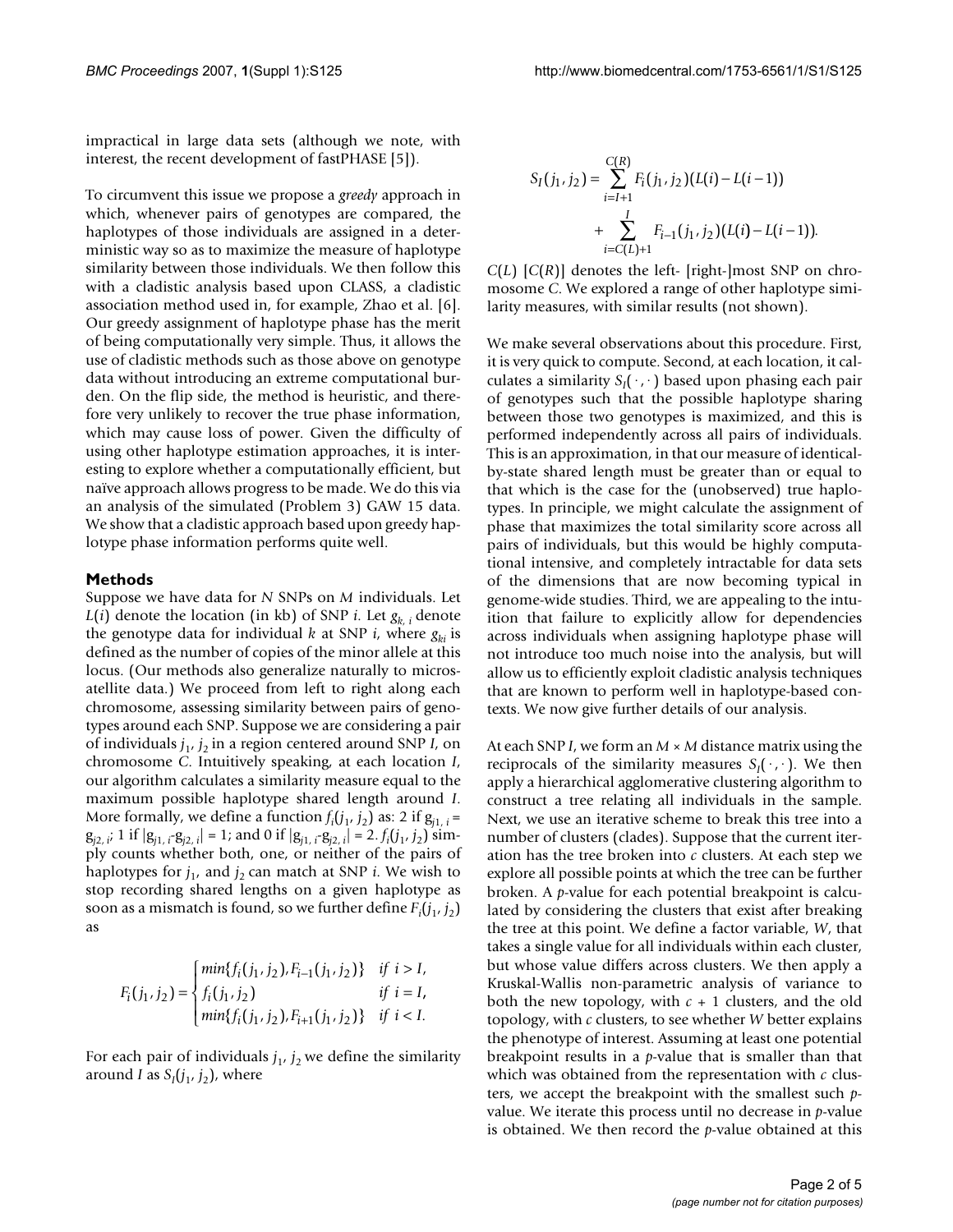impractical in large data sets (although we note, with interest, the recent development of fastPHASE [5]).

To circumvent this issue we propose a *greedy* approach in which, whenever pairs of genotypes are compared, the haplotypes of those individuals are assigned in a deterministic way so as to maximize the measure of haplotype similarity between those individuals. We then follow this with a cladistic analysis based upon CLASS, a cladistic association method used in, for example, Zhao et al. [6]. Our greedy assignment of haplotype phase has the merit of being computationally very simple. Thus, it allows the use of cladistic methods such as those above on genotype data without introducing an extreme computational burden. On the flip side, the method is heuristic, and therefore very unlikely to recover the true phase information, which may cause loss of power. Given the difficulty of using other haplotype estimation approaches, it is interesting to explore whether a computationally efficient, but naïve approach allows progress to be made. We do this via an analysis of the simulated (Problem 3) GAW 15 data. We show that a cladistic approach based upon greedy haplotype phase information performs quite well.

## Methods

Suppose we have data for $N$ SNPs on $M$ individuals. Let $L(i)$ denote the location (in kb) of SNP $i$. Let $g_{k,i}$ denote the genotype data for individual $k$ at SNP $i$, where $g_{ki}$ is defined as the number of copies of the minor allele at this locus. (Our methods also generalize naturally to microsatellite data.) We proceed from left to right along each chromosome, assessing similarity between pairs of genotypes around each SNP. Suppose we are considering a pair of individuals $j_1$, $j_2$ in a region centered around SNP $I$, on chromosome $C$. Intuitively speaking, at each location $I$, our algorithm calculates a similarity measure equal to the maximum possible haplotype shared length around $I$. More formally, we define a function $f_i(j_1, j_2)$ as: 2 if $g_{j1,i} = g_{j2,i}$; 1 if $|g_{j1,i}-g_{j2,i}| = 1$; and 0 if $|g_{j1,i}-g_{j2,i}| = 2$. $f_i(j_1, j_2)$ simply counts whether both, one, or neither of the pairs of haplotypes for $j_1$, and $j_2$ can match at SNP $i$. We wish to stop recording shared lengths on a given haplotype as soon as a mismatch is found, so we further define $F_i(j_1, j_2)$ as

$$F_i(j_1, j_2) = \begin{cases} \min\{f_i(j_1, j_2), F_{i-1}(j_1, j_2)\} & \text{if } i > I, \\ f_i(j_1, j_2) & \text{if } i = I, \\ \min\{f_i(j_1, j_2), F_{i+1}(j_1, j_2)\} & \text{if } i < I. \end{cases}$$

For each pair of individuals $j_1$, $j_2$ we define the similarity around $I$ as $S_I(j_1, j_2)$, where

$$S_I(j_1, j_2) = \sum_{i=I+1}^{C(R)} F_i(j_1, j_2)(L(i) - L(i-1)) + \sum_{i=C(L)+1}^{I} F_{i-1}(j_1, j_2)(L(i) - L(i-1)).$$

$C(L)$ [$C(R)$] denotes the left- [right-]most SNP on chromosome $C$. We explored a range of other haplotype similarity measures, with similar results (not shown).

We make several observations about this procedure. First, it is very quick to compute. Second, at each location, it calculates a similarity $S_I(\cdot,\cdot)$ based upon phasing each pair of genotypes such that the possible haplotype sharing between those two genotypes is maximized, and this is performed independently across all pairs of individuals. This is an approximation, in that our measure of identical-by-state shared length must be greater than or equal to that which is the case for the (unobserved) true haplotypes. In principle, we might calculate the assignment of phase that maximizes the total similarity score across all pairs of individuals, but this would be highly computational intensive, and completely intractable for data sets of the dimensions that are now becoming typical in genome-wide studies. Third, we are appealing to the intuition that failure to explicitly allow for dependencies across individuals when assigning haplotype phase will not introduce too much noise into the analysis, but will allow us to efficiently exploit cladistic analysis techniques that are known to perform well in haplotype-based contexts. We now give further details of our analysis.

At each SNP $I$, we form an $M \times M$ distance matrix using the reciprocals of the similarity measures $S_I(\cdot,\cdot)$. We then apply a hierarchical agglomerative clustering algorithm to construct a tree relating all individuals in the sample. Next, we use an iterative scheme to break this tree into a number of clusters (clades). Suppose that the current iteration has the tree broken into $c$ clusters. At each step we explore all possible points at which the tree can be further broken. A $p$-value for each potential breakpoint is calculated by considering the clusters that exist after breaking the tree at this point. We define a factor variable, $W$, that takes a single value for all individuals within each cluster, but whose value differs across clusters. We then apply a Kruskal-Wallis non-parametric analysis of variance to both the new topology, with $c + 1$ clusters, and the old topology, with $c$ clusters, to see whether $W$ better explains the phenotype of interest. Assuming at least one potential breakpoint results in a $p$-value that is smaller than that which was obtained from the representation with $c$ clusters, we accept the breakpoint with the smallest such $p$-value. We iterate this process until no decrease in $p$-value is obtained. We then record the $p$-value obtained at this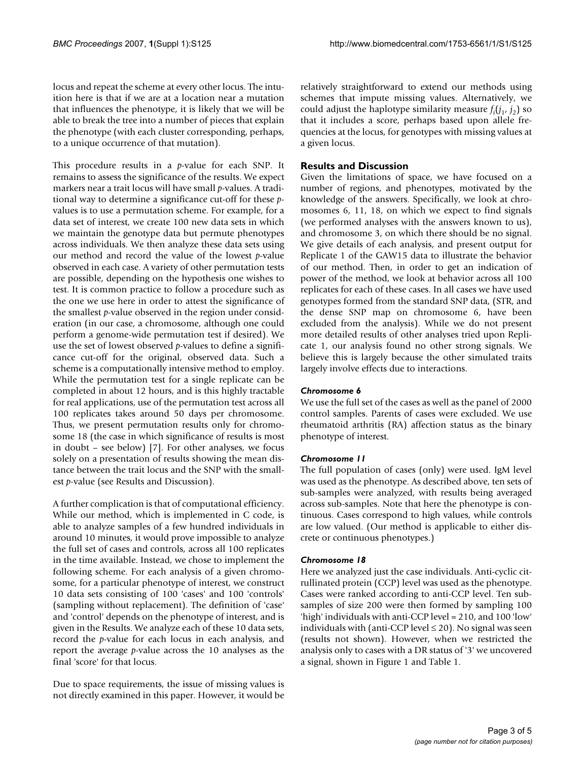locus and repeat the scheme at every other locus. The intuition here is that if we are at a location near a mutation that influences the phenotype, it is likely that we will be able to break the tree into a number of pieces that explain the phenotype (with each cluster corresponding, perhaps, to a unique occurrence of that mutation).

This procedure results in a *p*-value for each SNP. It remains to assess the significance of the results. We expect markers near a trait locus will have small *p*-values. A traditional way to determine a significance cut-off for these *p*-values is to use a permutation scheme. For example, for a data set of interest, we create 100 new data sets in which we maintain the genotype data but permute phenotypes across individuals. We then analyze these data sets using our method and record the value of the lowest *p*-value observed in each case. A variety of other permutation tests are possible, depending on the hypothesis one wishes to test. It is common practice to follow a procedure such as the one we use here in order to attest the significance of the smallest *p*-value observed in the region under consideration (in our case, a chromosome, although one could perform a genome-wide permutation test if desired). We use the set of lowest observed *p*-values to define a significance cut-off for the original, observed data. Such a scheme is a computationally intensive method to employ. While the permutation test for a single replicate can be completed in about 12 hours, and is this highly tractable for real applications, use of the permutation test across all 100 replicates takes around 50 days per chromosome. Thus, we present permutation results only for chromosome 18 (the case in which significance of results is most in doubt – see below) [7]. For other analyses, we focus solely on a presentation of results showing the mean distance between the trait locus and the SNP with the smallest *p*-value (see Results and Discussion).

A further complication is that of computational efficiency. While our method, which is implemented in C code, is able to analyze samples of a few hundred individuals in around 10 minutes, it would prove impossible to analyze the full set of cases and controls, across all 100 replicates in the time available. Instead, we chose to implement the following scheme. For each analysis of a given chromosome, for a particular phenotype of interest, we construct 10 data sets consisting of 100 'cases' and 100 'controls' (sampling without replacement). The definition of 'case' and 'control' depends on the phenotype of interest, and is given in the Results. We analyze each of these 10 data sets, record the *p*-value for each locus in each analysis, and report the average *p*-value across the 10 analyses as the final 'score' for that locus.

Due to space requirements, the issue of missing values is not directly examined in this paper. However, it would be relatively straightforward to extend our methods using schemes that impute missing values. Alternatively, we could adjust the haplotype similarity measure $f_i(j_1, j_2)$ so that it includes a score, perhaps based upon allele frequencies at the locus, for genotypes with missing values at a given locus.

## Results and Discussion

Given the limitations of space, we have focused on a number of regions, and phenotypes, motivated by the knowledge of the answers. Specifically, we look at chromosomes 6, 11, 18, on which we expect to find signals (we performed analyses with the answers known to us), and chromosome 3, on which there should be no signal. We give details of each analysis, and present output for Replicate 1 of the GAW15 data to illustrate the behavior of our method. Then, in order to get an indication of power of the method, we look at behavior across all 100 replicates for each of these cases. In all cases we have used genotypes formed from the standard SNP data, (STR, and the dense SNP map on chromosome 6, have been excluded from the analysis). While we do not present more detailed results of other analyses tried upon Replicate 1, our analysis found no other strong signals. We believe this is largely because the other simulated traits largely involve effects due to interactions.

### *Chromosome 6*

We use the full set of the cases as well as the panel of 2000 control samples. Parents of cases were excluded. We use rheumatoid arthritis (RA) affection status as the binary phenotype of interest.

### *Chromosome 11*

The full population of cases (only) were used. IgM level was used as the phenotype. As described above, ten sets of sub-samples were analyzed, with results being averaged across sub-samples. Note that here the phenotype is continuous. Cases correspond to high values, while controls are low valued. (Our method is applicable to either discrete or continuous phenotypes.)

### *Chromosome 18*

Here we analyzed just the case individuals. Anti-cyclic citrullinated protein (CCP) level was used as the phenotype. Cases were ranked according to anti-CCP level. Ten subsamples of size 200 were then formed by sampling 100 'high' individuals with anti-CCP level = 210, and 100 'low' individuals with (anti-CCP level ≤ 20). No signal was seen (results not shown). However, when we restricted the analysis only to cases with a DR status of '3' we uncovered a signal, shown in Figure 1 and Table 1.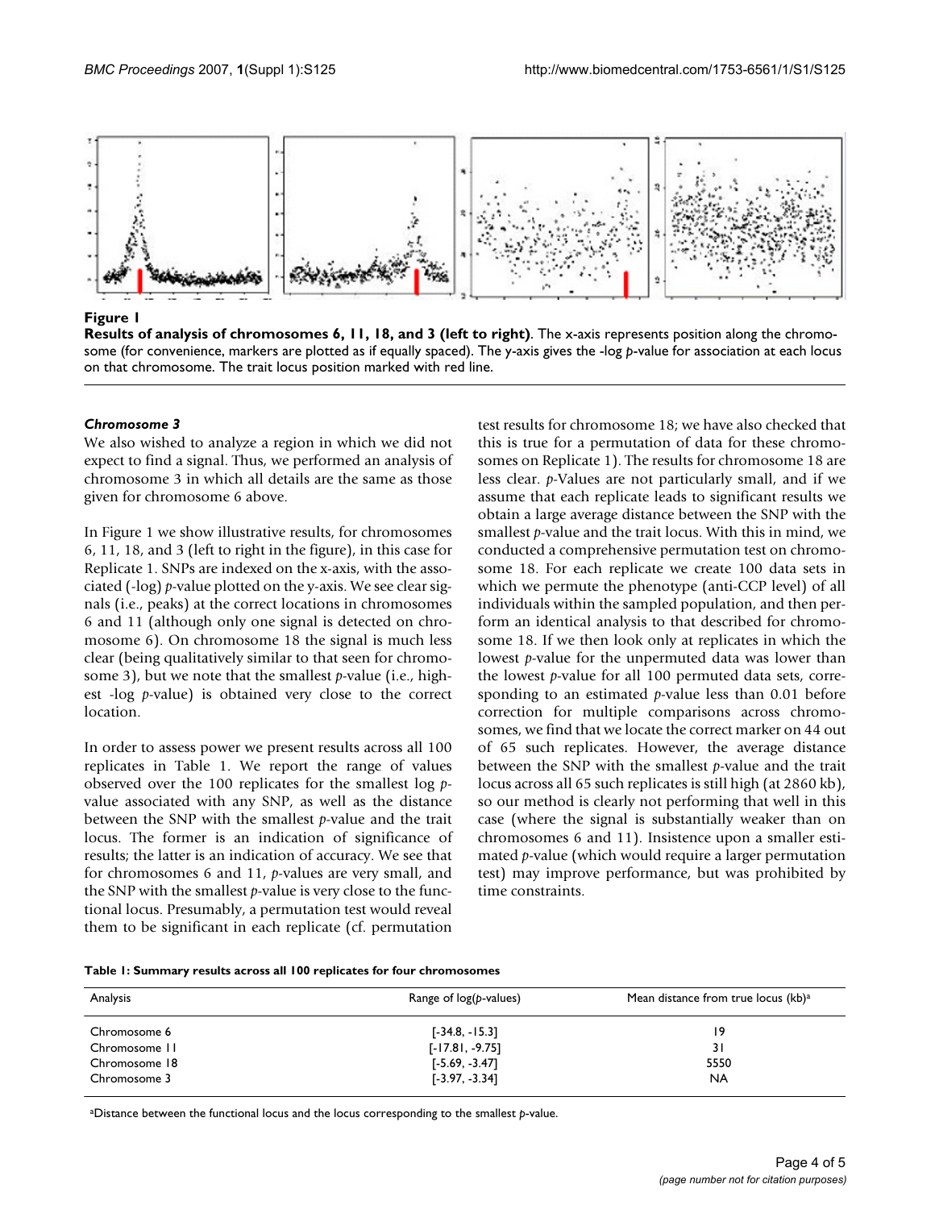**Figure 1**

**Results of analysis of chromosomes 6, 11, 18, and 3 (left to right)**. The x-axis represents position along the chromosome (for convenience, markers are plotted as if equally spaced). The y-axis gives the -log *p*-value for association at each locus on that chromosome. The trait locus position marked with red line.

### *Chromosome 3*

We also wished to analyze a region in which we did not expect to find a signal. Thus, we performed an analysis of chromosome 3 in which all details are the same as those given for chromosome 6 above.

In Figure 1 we show illustrative results, for chromosomes 6, 11, 18, and 3 (left to right in the figure), in this case for Replicate 1. SNPs are indexed on the x-axis, with the associated (-log) *p*-value plotted on the y-axis. We see clear signals (i.e., peaks) at the correct locations in chromosomes 6 and 11 (although only one signal is detected on chromosome 6). On chromosome 18 the signal is much less clear (being qualitatively similar to that seen for chromosome 3), but we note that the smallest *p*-value (i.e., highest -log *p*-value) is obtained very close to the correct location.

In order to assess power we present results across all 100 replicates in Table 1. We report the range of values observed over the 100 replicates for the smallest log *p*-value associated with any SNP, as well as the distance between the SNP with the smallest *p*-value and the trait locus. The former is an indication of significance of results; the latter is an indication of accuracy. We see that for chromosomes 6 and 11, *p*-values are very small, and the SNP with the smallest *p*-value is very close to the functional locus. Presumably, a permutation test would reveal them to be significant in each replicate (cf. permutation test results for chromosome 18; we have also checked that this is true for a permutation of data for these chromosomes on Replicate 1). The results for chromosome 18 are less clear. *p*-Values are not particularly small, and if we assume that each replicate leads to significant results we obtain a large average distance between the SNP with the smallest *p*-value and the trait locus. With this in mind, we conducted a comprehensive permutation test on chromosome 18. For each replicate we create 100 data sets in which we permute the phenotype (anti-CCP level) of all individuals within the sampled population, and then perform an identical analysis to that described for chromosome 18. If we then look only at replicates in which the lowest *p*-value for the unpermuted data was lower than the lowest *p*-value for all 100 permuted data sets, corresponding to an estimated *p*-value less than 0.01 before correction for multiple comparisons across chromosomes, we find that we locate the correct marker on 44 out of 65 such replicates. However, the average distance between the SNP with the smallest *p*-value and the trait locus across all 65 such replicates is still high (at 2860 kb), so our method is clearly not performing that well in this case (where the signal is substantially weaker than on chromosomes 6 and 11). Insistence upon a smaller estimated *p*-value (which would require a larger permutation test) may improve performance, but was prohibited by time constraints.

**Table 1: Summary results across all 100 replicates for four chromosomes**

| Analysis | Range of log(*p*-values) | Mean distance from true locus (kb)[a] |
|---|---|---|
| Chromosome 6 | [-34.8, -15.3] | 19 |
| Chromosome 11 | [-17.81, -9.75] | 31 |
| Chromosome 18 | [-5.69, -3.47] | 5550 |
| Chromosome 3 | [-3.97, -3.34] | NA |

[a]Distance between the functional locus and the locus corresponding to the smallest *p*-value.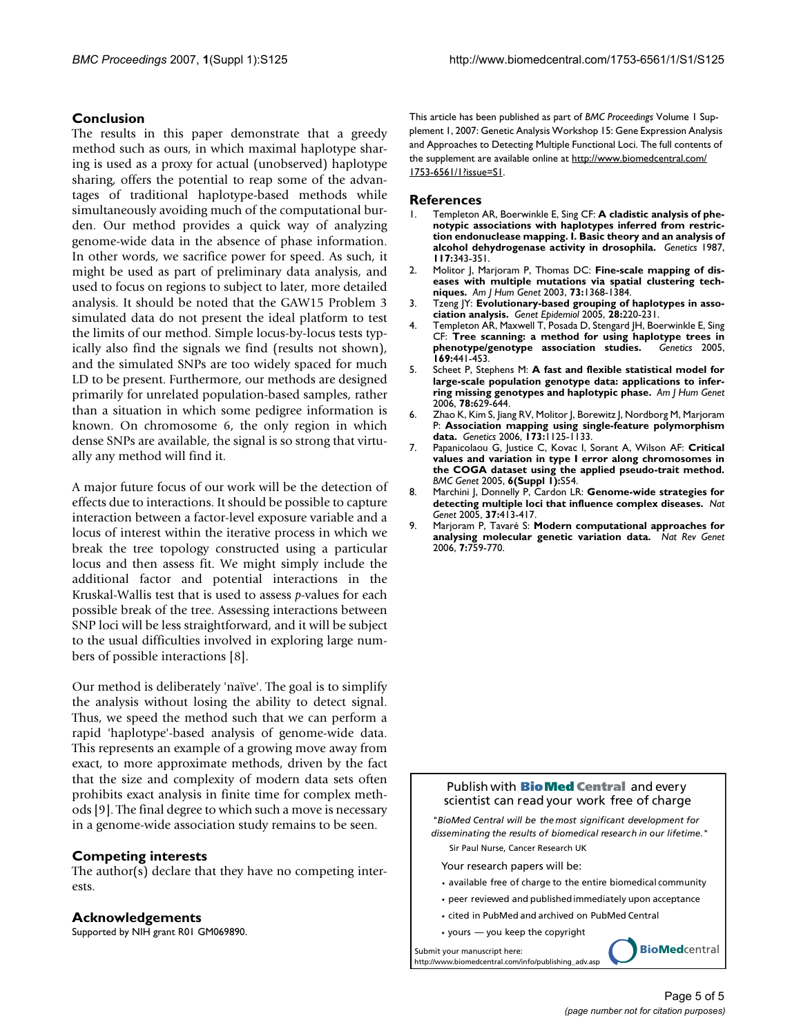## Conclusion

The results in this paper demonstrate that a greedy method such as ours, in which maximal haplotype sharing is used as a proxy for actual (unobserved) haplotype sharing, offers the potential to reap some of the advantages of traditional haplotype-based methods while simultaneously avoiding much of the computational burden. Our method provides a quick way of analyzing genome-wide data in the absence of phase information. In other words, we sacrifice power for speed. As such, it might be used as part of preliminary data analysis, and used to focus on regions to subject to later, more detailed analysis. It should be noted that the GAW15 Problem 3 simulated data do not present the ideal platform to test the limits of our method. Simple locus-by-locus tests typically also find the signals we find (results not shown), and the simulated SNPs are too widely spaced for much LD to be present. Furthermore, our methods are designed primarily for unrelated population-based samples, rather than a situation in which some pedigree information is known. On chromosome 6, the only region in which dense SNPs are available, the signal is so strong that virtually any method will find it.

A major future focus of our work will be the detection of effects due to interactions. It should be possible to capture interaction between a factor-level exposure variable and a locus of interest within the iterative process in which we break the tree topology constructed using a particular locus and then assess fit. We might simply include the additional factor and potential interactions in the Kruskal-Wallis test that is used to assess *p*-values for each possible break of the tree. Assessing interactions between SNP loci will be less straightforward, and it will be subject to the usual difficulties involved in exploring large numbers of possible interactions [8].

Our method is deliberately 'naïve'. The goal is to simplify the analysis without losing the ability to detect signal. Thus, we speed the method such that we can perform a rapid 'haplotype'-based analysis of genome-wide data. This represents an example of a growing move away from exact, to more approximate methods, driven by the fact that the size and complexity of modern data sets often prohibits exact analysis in finite time for complex methods [9]. The final degree to which such a move is necessary in a genome-wide association study remains to be seen.

## Competing interests

The author(s) declare that they have no competing interests.

## Acknowledgements

Supported by NIH grant R01 GM069890.

This article has been published as part of *BMC Proceedings* Volume 1 Supplement 1, 2007: Genetic Analysis Workshop 15: Gene Expression Analysis and Approaches to Detecting Multiple Functional Loci. The full contents of the supplement are available online at http://www.biomedcentral.com/1753-6561/1?issue=S1.

## References

1. Templeton AR, Boerwinkle E, Sing CF: **A cladistic analysis of phenotypic associations with haplotypes inferred from restriction endonuclease mapping. I. Basic theory and an analysis of alcohol dehydrogenase activity in drosophila.** *Genetics* 1987, **117:**343-351.
2. Molitor J, Marjoram P, Thomas DC: **Fine-scale mapping of diseases with multiple mutations via spatial clustering techniques.** *Am J Hum Genet* 2003, **73:**1368-1384.
3. Tzeng JY: **Evolutionary-based grouping of haplotypes in association analysis.** *Genet Epidemiol* 2005, **28:**220-231.
4. Templeton AR, Maxwell T, Posada D, Stengard JH, Boerwinkle E, Sing CF: **Tree scanning: a method for using haplotype trees in phenotype/genotype association studies.** *Genetics* 2005, **169:**441-453.
5. Scheet P, Stephens M: **A fast and flexible statistical model for large-scale population genotype data: applications to inferring missing genotypes and haplotypic phase.** *Am J Hum Genet* 2006, **78:**629-644.
6. Zhao K, Kim S, Jiang RV, Molitor J, Borewitz J, Nordborg M, Marjoram P: **Association mapping using single-feature polymorphism data.** *Genetics* 2006, **173:**1125-1133.
7. Papanicolaou G, Justice C, Kovac I, Sorant A, Wilson AF: **Critical values and variation in type I error along chromosomes in the COGA dataset using the applied pseudo-trait method.** *BMC Genet* 2005, **6(Suppl 1):**S54.
8. Marchini J, Donnelly P, Cardon LR: **Genome-wide strategies for detecting multiple loci that influence complex diseases.** *Nat Genet* 2005, **37:**413-417.
9. Marjoram P, Tavaré S: **Modern computational approaches for analysing molecular genetic variation data.** *Nat Rev Genet* 2006, **7:**759-770.